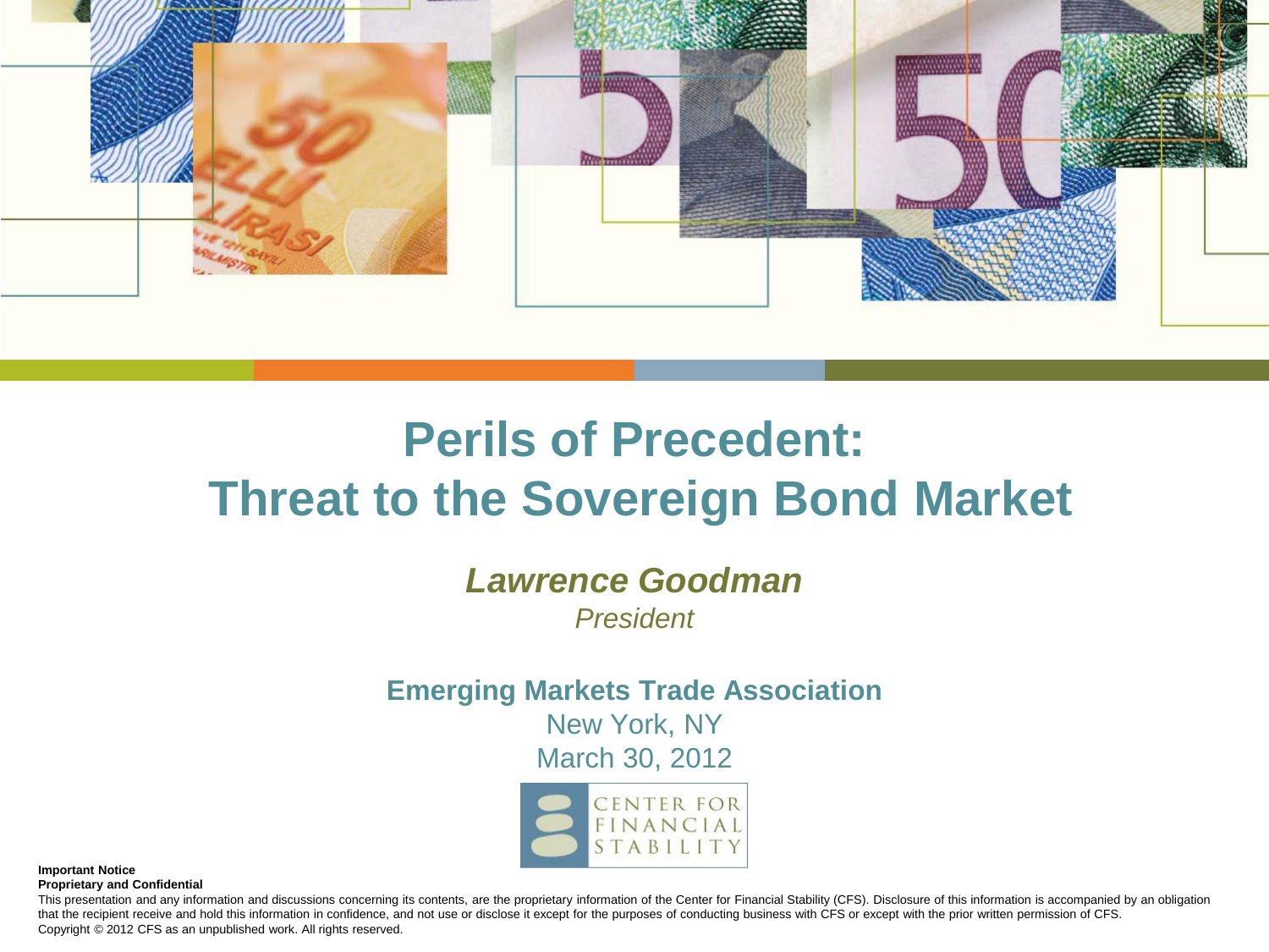# Perils of Precedent: Threat to the Sovereign Bond Market

***Lawrence Goodman***

*President*

**Emerging Markets Trade Association**

New York, NY

March 30, 2012

CENTER FOR FINANCIAL STABILITY

**Important Notice**

**Proprietary and Confidential**

This presentation and any information and discussions concerning its contents, are the proprietary information of the Center for Financial Stability (CFS). Disclosure of this information is accompanied by an obligation that the recipient receive and hold this information in confidence, and not use or disclose it except for the purposes of conducting business with CFS or except with the prior written permission of CFS.

Copyright © 2012 CFS as an unpublished work. All rights reserved.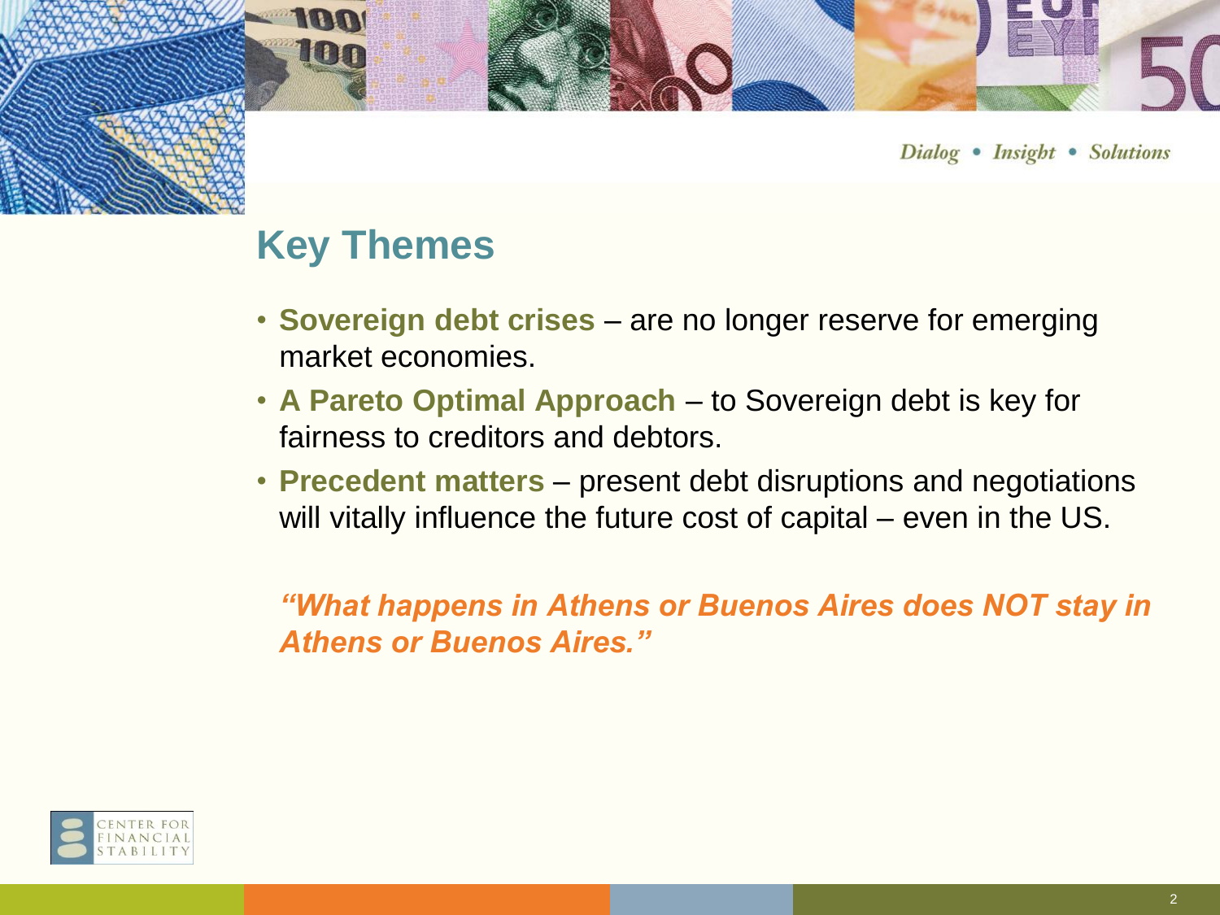## Key Themes

- **Sovereign debt crises** – are no longer reserve for emerging market economies.
- **A Pareto Optimal Approach** – to Sovereign debt is key for fairness to creditors and debtors.
- **Precedent matters** – present debt disruptions and negotiations will vitally influence the future cost of capital – even in the US.

***"What happens in Athens or Buenos Aires does NOT stay in Athens or Buenos Aires."***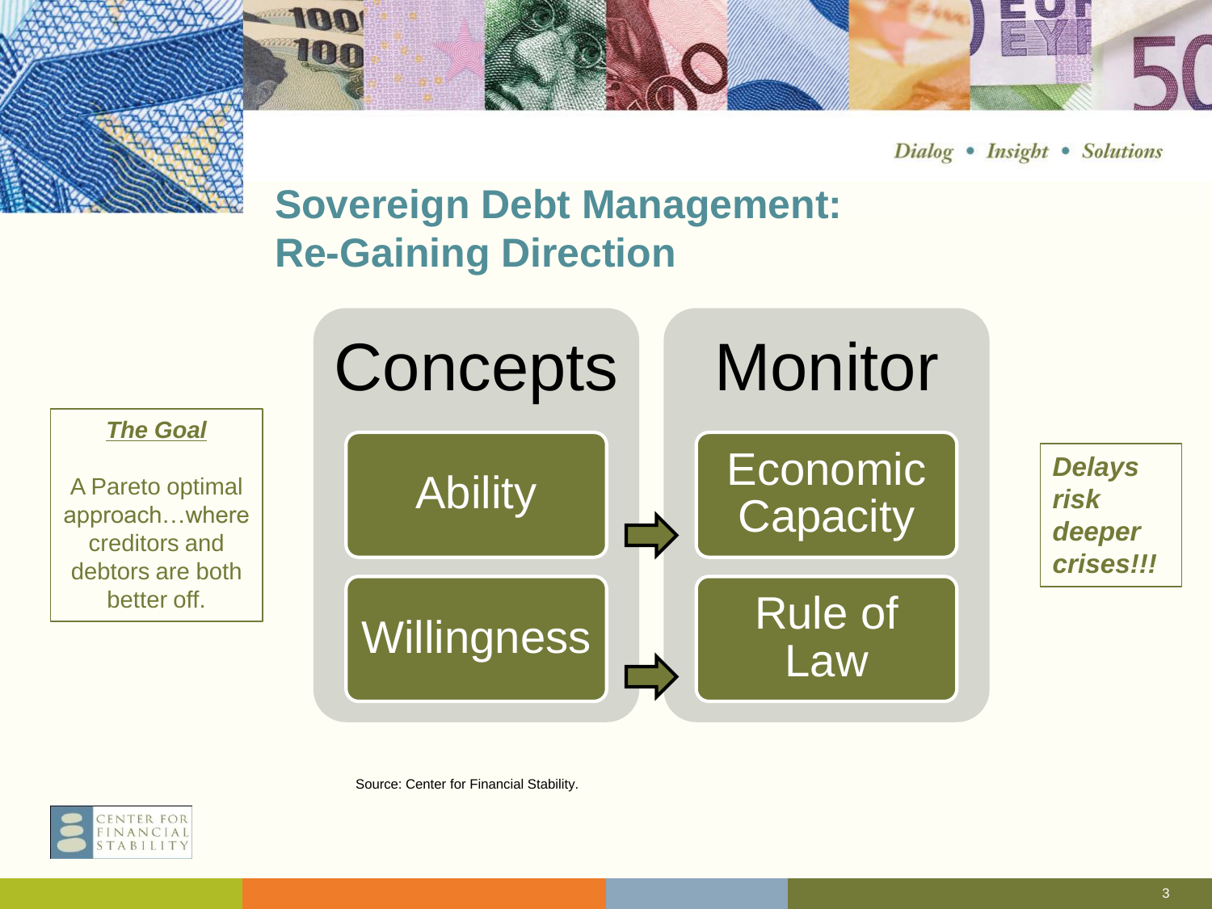Dialog • Insight • Solutions

# Sovereign Debt Management: Re-Gaining Direction

***The Goal***

A Pareto optimal approach…where creditors and debtors are both better off.

| Concepts | | Monitor |
| --- | --- | --- |
| Ability | ⇨ | Economic Capacity |
| Willingness | ⇨ | Rule of Law |

***Delays risk deeper crises!!!***

Source: Center for Financial Stability.

CENTER FOR FINANCIAL STABILITY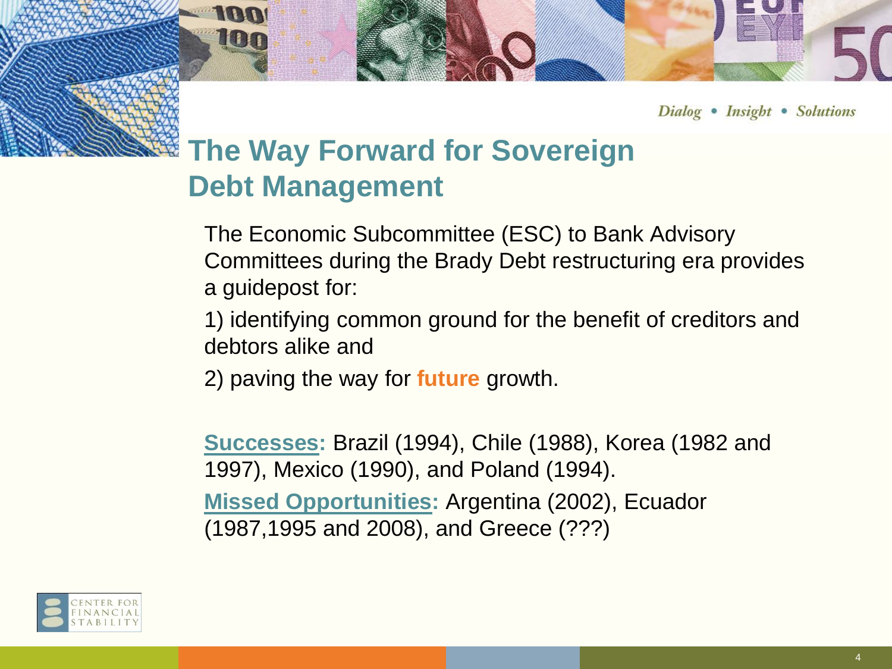# The Way Forward for Sovereign Debt Management

The Economic Subcommittee (ESC) to Bank Advisory Committees during the Brady Debt restructuring era provides a guidepost for:

1) identifying common ground for the benefit of creditors and debtors alike and

2) paving the way for **future** growth.

**Successes:** Brazil (1994), Chile (1988), Korea (1982 and 1997), Mexico (1990), and Poland (1994).

**Missed Opportunities:** Argentina (2002), Ecuador (1987,1995 and 2008), and Greece (???)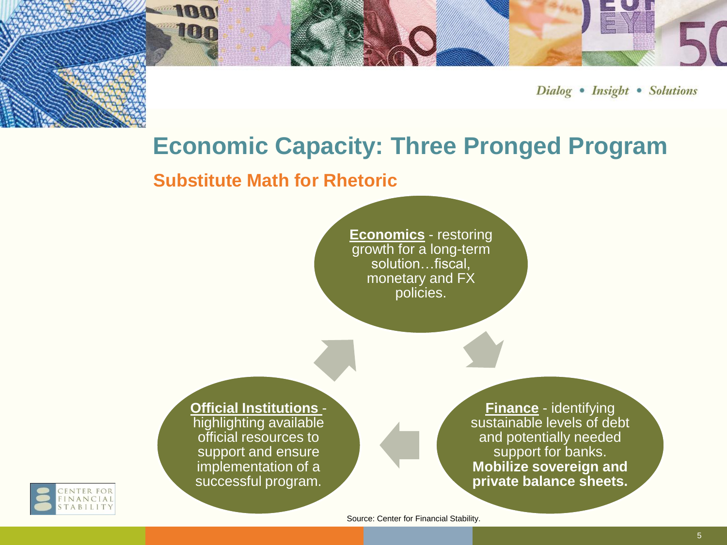# Economic Capacity: Three Pronged Program

## Substitute Math for Rhetoric

**Economics** - restoring growth for a long-term solution…fiscal, monetary and FX policies.

**Finance** - identifying sustainable levels of debt and potentially needed support for banks. **Mobilize sovereign and private balance sheets.**

**Official Institutions** - highlighting available official resources to support and ensure implementation of a successful program.

Source: Center for Financial Stability.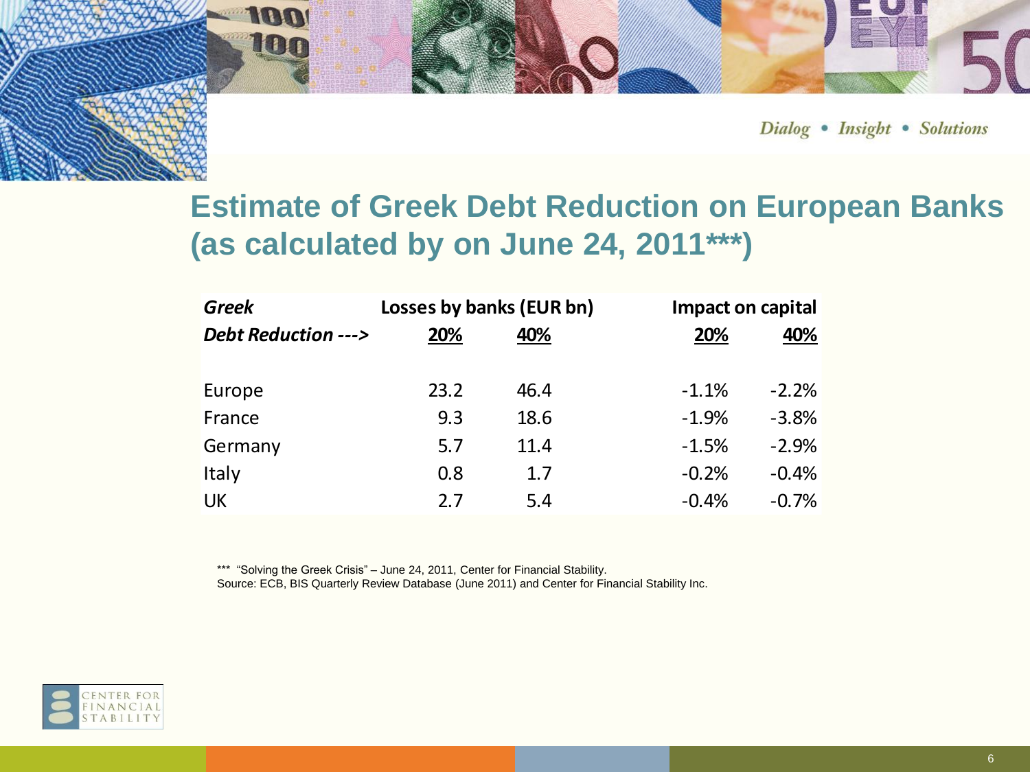## Estimate of Greek Debt Reduction on European Banks (as calculated by on June 24, 2011***)

| *Greek* | Losses by banks (EUR bn) | | Impact on capital | |
|---|---|---|---|---|
| ***Debt Reduction --->*** | **20%** | **40%** | **20%** | **40%** |
| Europe | 23.2 | 46.4 | -1.1% | -2.2% |
| France | 9.3 | 18.6 | -1.9% | -3.8% |
| Germany | 5.7 | 11.4 | -1.5% | -2.9% |
| Italy | 0.8 | 1.7 | -0.2% | -0.4% |
| UK | 2.7 | 5.4 | -0.4% | -0.7% |

*** "Solving the Greek Crisis" – June 24, 2011, Center for Financial Stability.
Source: ECB, BIS Quarterly Review Database (June 2011) and Center for Financial Stability Inc.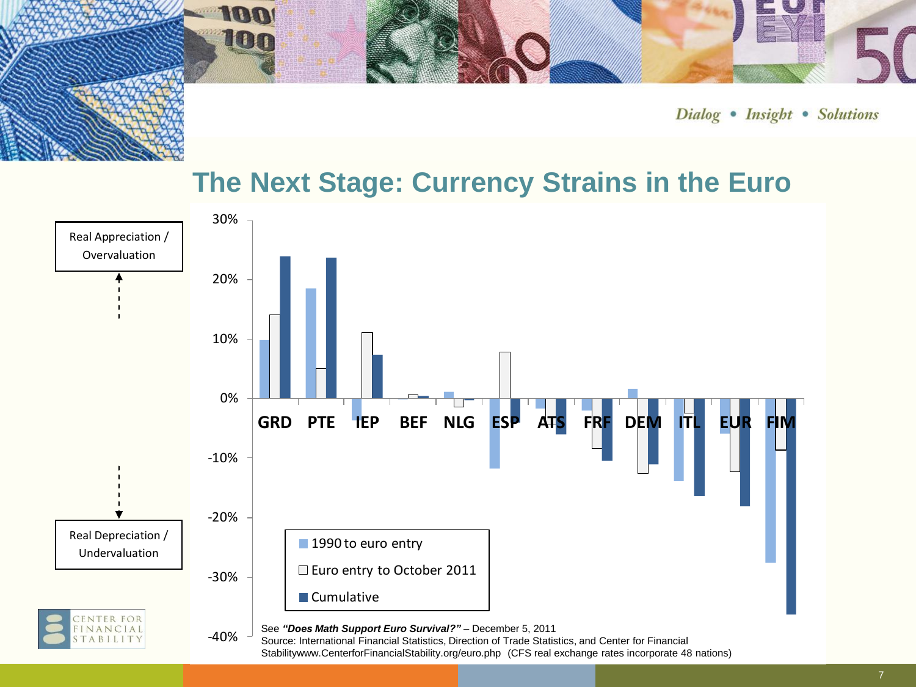# The Next Stage: Currency Strains in the Euro

Real Appreciation / Overvaluation

Real Depreciation / Undervaluation

30%
20%
10%
0%
-10%
-20%
-30%
-40%

GRD PTE IEP BEF NLG ESP ATS FRF DEM ITL EUR FIM

- 1990 to euro entry
- Euro entry to October 2011
- Cumulative

See ***"Does Math Support Euro Survival?"*** – December 5, 2011
Source: International Financial Statistics, Direction of Trade Statistics, and Center for Financial Stabilitywww.CenterforFinancialStability.org/euro.php (CFS real exchange rates incorporate 48 nations)

Dialog • Insight • Solutions

CENTER FOR FINANCIAL STABILITY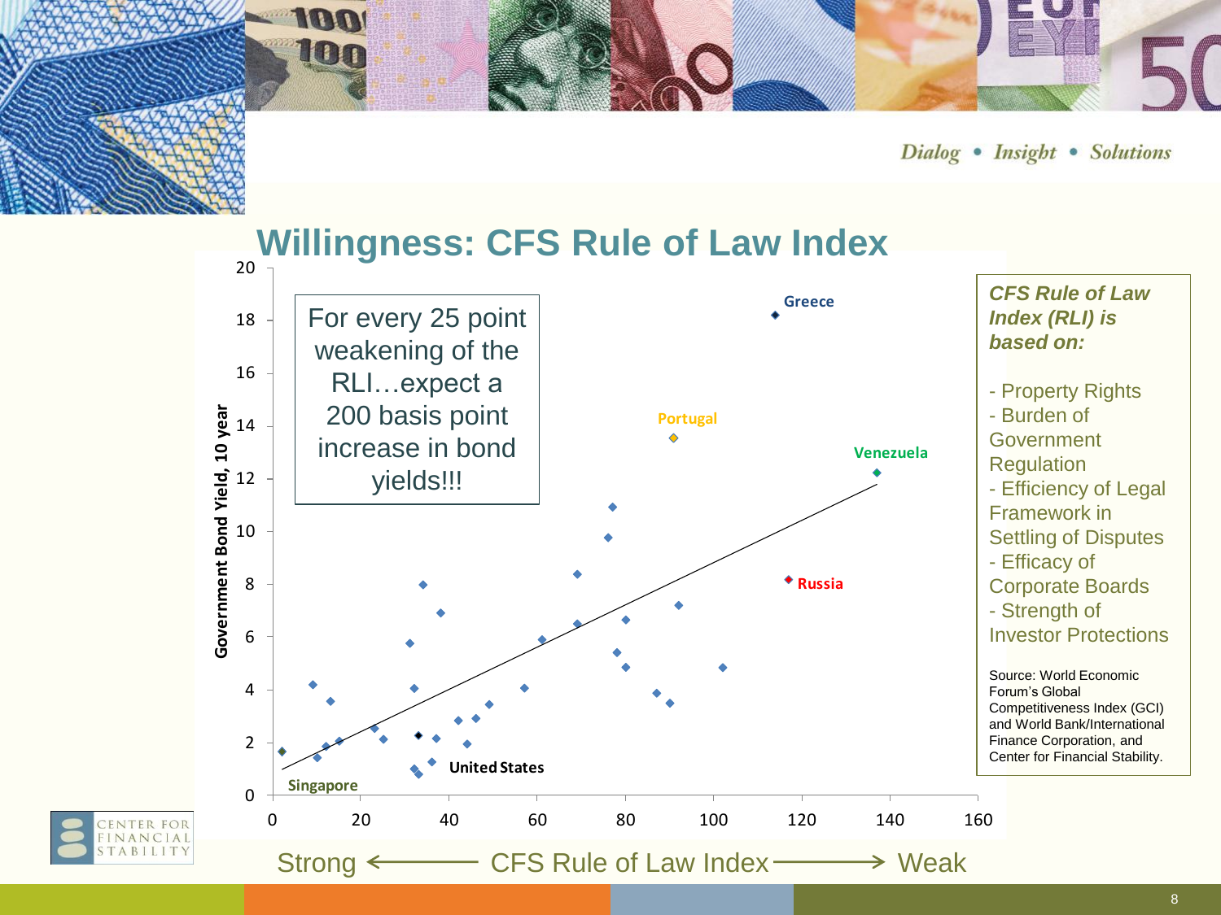Dialog • Insight • Solutions

# Willingness: CFS Rule of Law Index

For every 25 point weakening of the RLI…expect a 200 basis point increase in bond yields!!!

Government Bond Yield, 10 year

Greece

Portugal

Venezuela

Russia

United States

Singapore

Strong ⟵ CFS Rule of Law Index ⟶ Weak

***CFS Rule of Law Index (RLI) is based on:***

- Property Rights
- Burden of Government Regulation
- Efficiency of Legal Framework in Settling of Disputes
- Efficacy of Corporate Boards
- Strength of Investor Protections

Source: World Economic Forum's Global Competitiveness Index (GCI) and World Bank/International Finance Corporation, and Center for Financial Stability.

CENTER FOR FINANCIAL STABILITY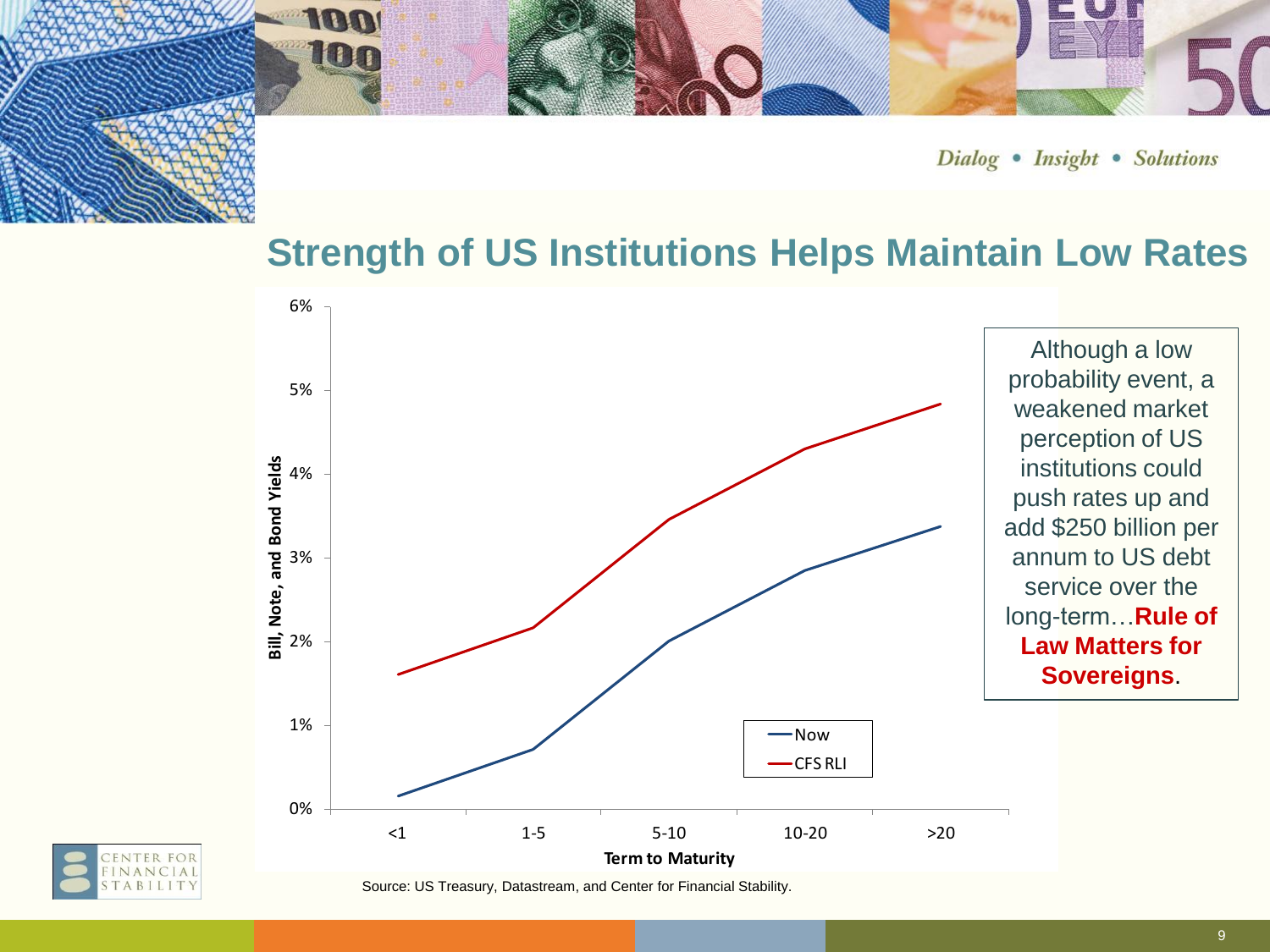# Strength of US Institutions Helps Maintain Low Rates

Bill, Note, and Bond Yields

6%
5%
4%
3%
2%
1%
0%

<1 | 1-5 | 5-10 | 10-20 | >20

Term to Maturity

Now
CFS RLI

Although a low probability event, a weakened market perception of US institutions could push rates up and add $250 billion per annum to US debt service over the long-term…**Rule of Law Matters for Sovereigns**.

Source: US Treasury, Datastream, and Center for Financial Stability.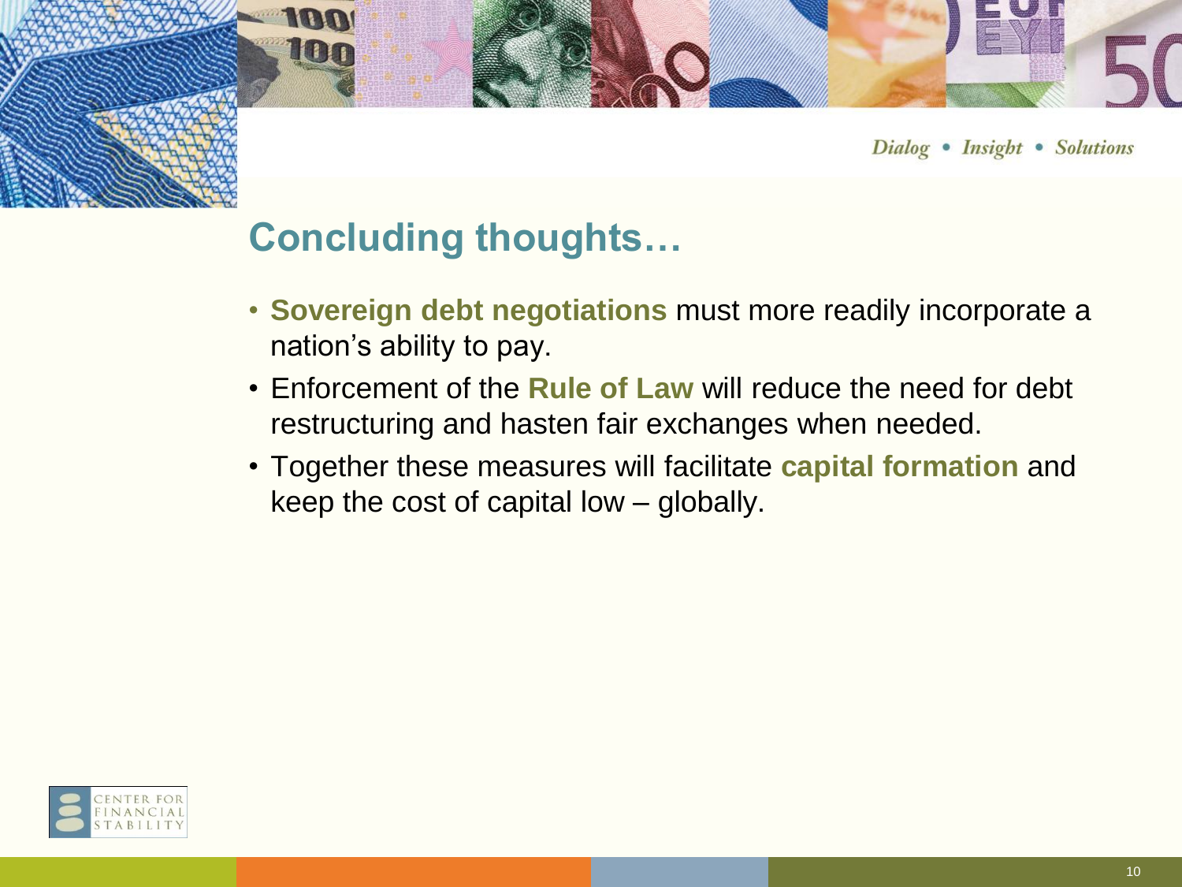## Concluding thoughts…

- **Sovereign debt negotiations** must more readily incorporate a nation's ability to pay.
- Enforcement of the **Rule of Law** will reduce the need for debt restructuring and hasten fair exchanges when needed.
- Together these measures will facilitate **capital formation** and keep the cost of capital low – globally.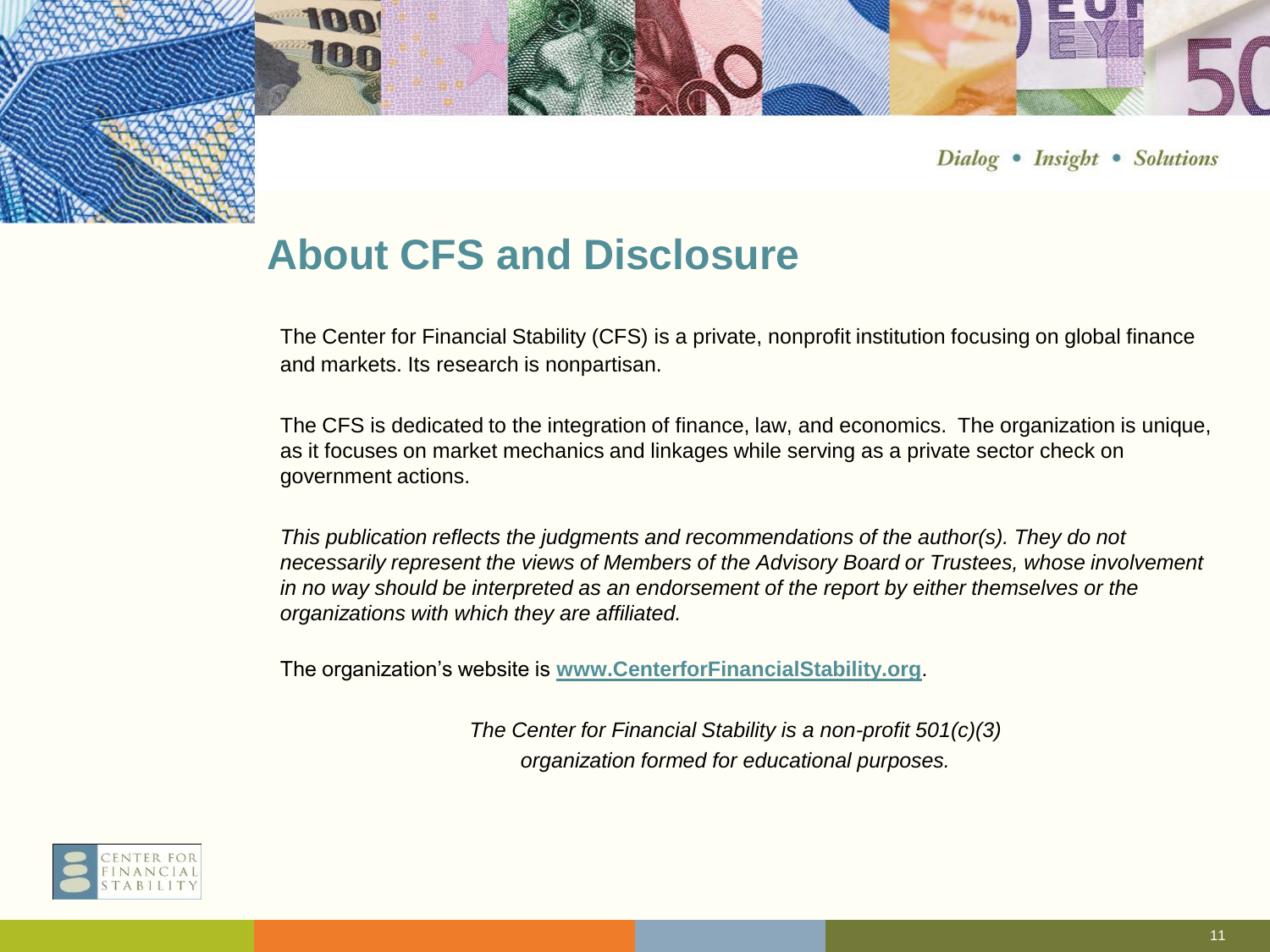Dialog • Insight • Solutions

# About CFS and Disclosure

The Center for Financial Stability (CFS) is a private, nonprofit institution focusing on global finance and markets. Its research is nonpartisan.

The CFS is dedicated to the integration of finance, law, and economics. The organization is unique, as it focuses on market mechanics and linkages while serving as a private sector check on government actions.

*This publication reflects the judgments and recommendations of the author(s). They do not necessarily represent the views of Members of the Advisory Board or Trustees, whose involvement in no way should be interpreted as an endorsement of the report by either themselves or the organizations with which they are affiliated.*

The organization's website is **www.CenterforFinancialStability.org**.

*The Center for Financial Stability is a non-profit 501(c)(3) organization formed for educational purposes.*

CENTER FOR FINANCIAL STABILITY